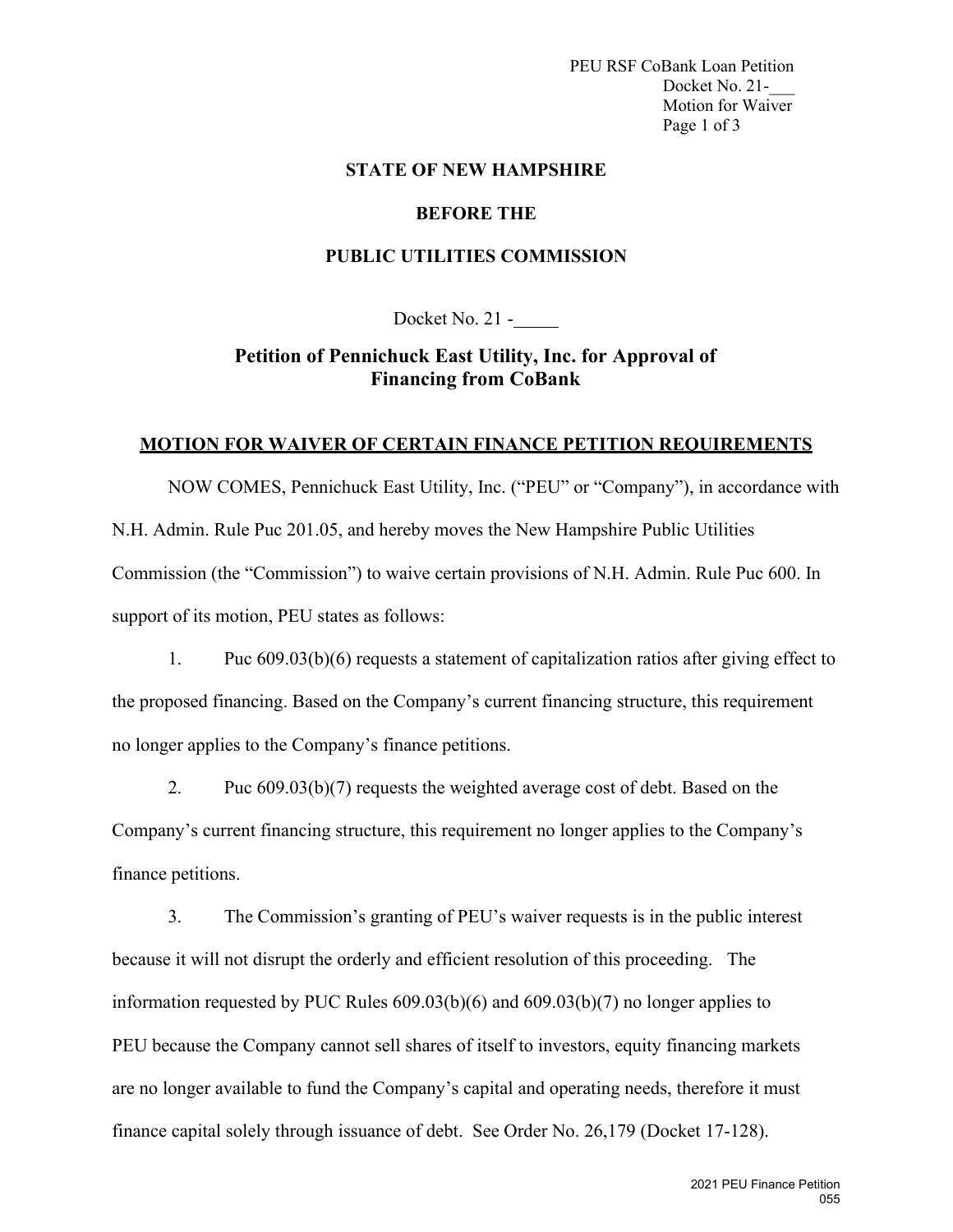**STATE OF NEW HAMPSHIRE**

**BEFORE THE**

**PUBLIC UTILITIES COMMISSION**

Docket No. 21 -\_\_\_\_\_

## Petition of Pennichuck East Utility, Inc. for Approval of Financing from CoBank

**MOTION FOR WAIVER OF CERTAIN FINANCE PETITION REQUIREMENTS**

NOW COMES, Pennichuck East Utility, Inc. ("PEU" or "Company"), in accordance with N.H. Admin. Rule Puc 201.05, and hereby moves the New Hampshire Public Utilities Commission (the "Commission") to waive certain provisions of N.H. Admin. Rule Puc 600. In support of its motion, PEU states as follows:

1. Puc 609.03(b)(6) requests a statement of capitalization ratios after giving effect to the proposed financing. Based on the Company's current financing structure, this requirement no longer applies to the Company's finance petitions.

2. Puc 609.03(b)(7) requests the weighted average cost of debt. Based on the Company's current financing structure, this requirement no longer applies to the Company's finance petitions.

3. The Commission's granting of PEU's waiver requests is in the public interest because it will not disrupt the orderly and efficient resolution of this proceeding. The information requested by PUC Rules 609.03(b)(6) and 609.03(b)(7) no longer applies to PEU because the Company cannot sell shares of itself to investors, equity financing markets are no longer available to fund the Company's capital and operating needs, therefore it must finance capital solely through issuance of debt. See Order No. 26,179 (Docket 17-128).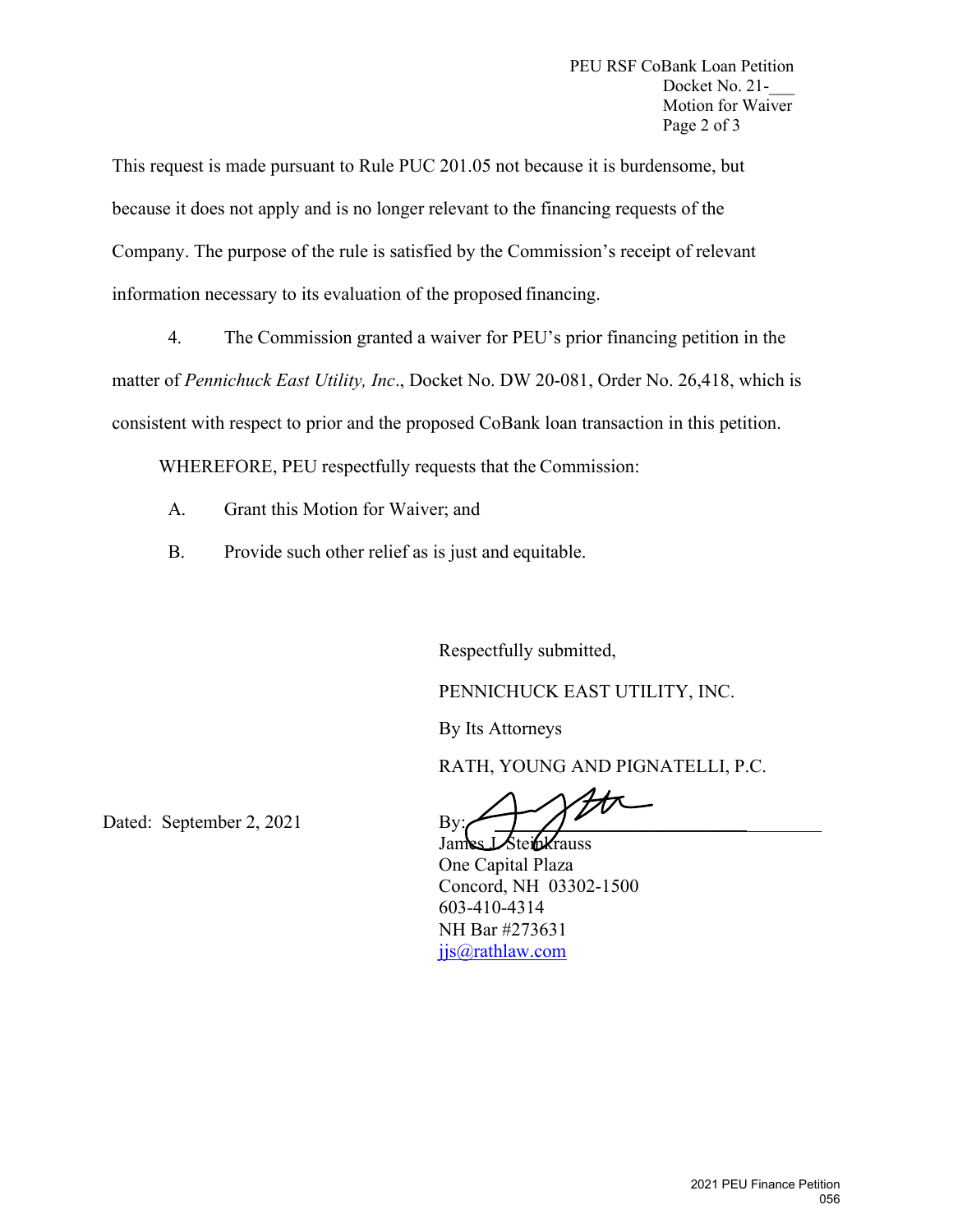This request is made pursuant to Rule PUC 201.05 not because it is burdensome, but because it does not apply and is no longer relevant to the financing requests of the Company. The purpose of the rule is satisfied by the Commission's receipt of relevant information necessary to its evaluation of the proposed financing.

4. The Commission granted a waiver for PEU's prior financing petition in the matter of *Pennichuck East Utility, Inc*., Docket No. DW 20-081, Order No. 26,418, which is consistent with respect to prior and the proposed CoBank loan transaction in this petition.

WHEREFORE, PEU respectfully requests that the Commission:

A. Grant this Motion for Waiver; and

B. Provide such other relief as is just and equitable.

Respectfully submitted,

PENNICHUCK EAST UTILITY, INC.

By Its Attorneys

RATH, YOUNG AND PIGNATELLI, P.C.

Dated: September 2, 2021

By: ______________________________

James J. Steinkrauss
One Capital Plaza
Concord, NH 03302-1500
603-410-4314
NH Bar #273631
jjs@rathlaw.com

2021 PEU Finance Petition
056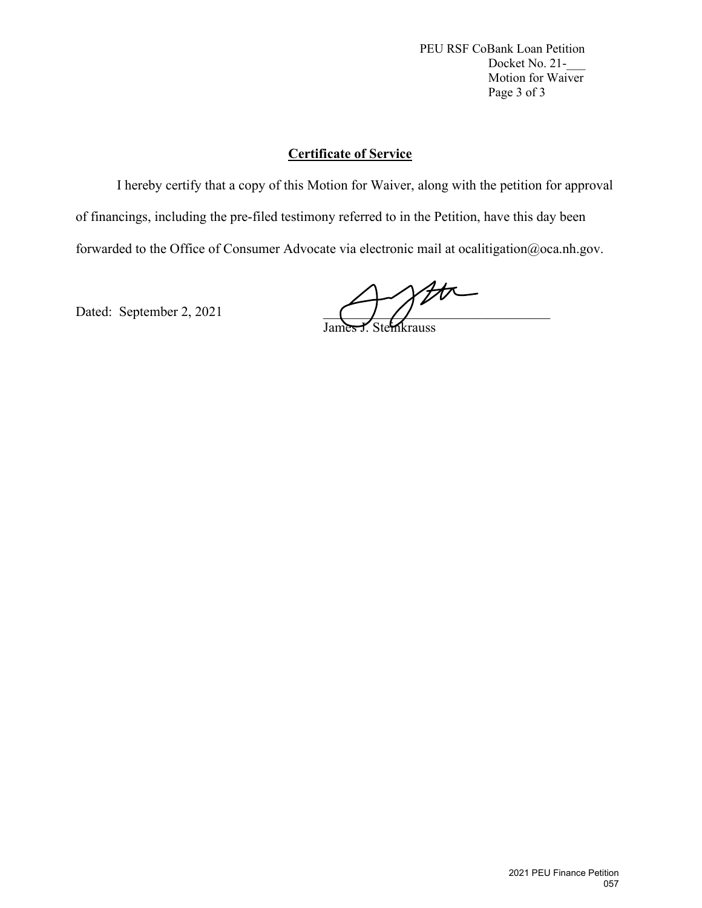## Certificate of Service

I hereby certify that a copy of this Motion for Waiver, along with the petition for approval of financings, including the pre-filed testimony referred to in the Petition, have this day been forwarded to the Office of Consumer Advocate via electronic mail at ocalitigation@oca.nh.gov.

Dated: September 2, 2021

James J. Steinkrauss